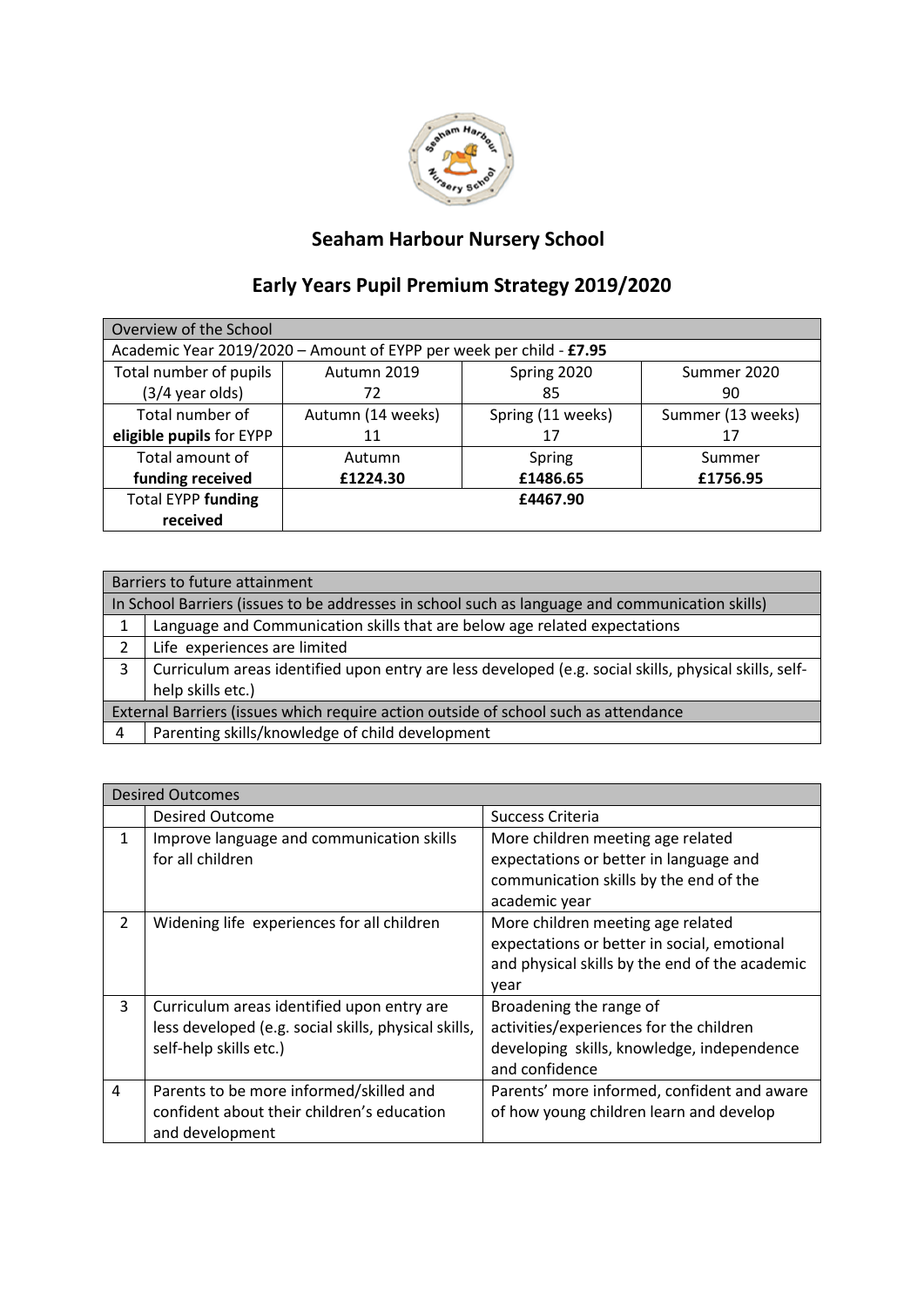# Seaham Harbour Nursery School

## Early Years Pupil Premium Strategy 2019/2020

| Overview of the School | | | |
|---|---|---|---|
| Academic Year 2019/2020 – Amount of EYPP per week per child - **£7.95** | | | |
| Total number of pupils (3/4 year olds) | Autumn 2019<br>72 | Spring 2020<br>85 | Summer 2020<br>90 |
| Total number of **eligible pupils** for EYPP | Autumn (14 weeks)<br>11 | Spring (11 weeks)<br>17 | Summer (13 weeks)<br>17 |
| Total amount of **funding received** | Autumn<br>**£1224.30** | Spring<br>**£1486.65** | Summer<br>**£1756.95** |
| Total EYPP **funding received** | **£4467.90** | | |

| Barriers to future attainment | |
|---|---|
| In School Barriers (issues to be addresses in school such as language and communication skills) | |
| 1 | Language and Communication skills that are below age related expectations |
| 2 | Life experiences are limited |
| 3 | Curriculum areas identified upon entry are less developed (e.g. social skills, physical skills, self-help skills etc.) |
| External Barriers (issues which require action outside of school such as attendance | |
| 4 | Parenting skills/knowledge of child development |

| Desired Outcomes | | |
|---|---|---|
| | Desired Outcome | Success Criteria |
| 1 | Improve language and communication skills for all children | More children meeting age related expectations or better in language and communication skills by the end of the academic year |
| 2 | Widening life experiences for all children | More children meeting age related expectations or better in social, emotional and physical skills by the end of the academic year |
| 3 | Curriculum areas identified upon entry are less developed (e.g. social skills, physical skills, self-help skills etc.) | Broadening the range of activities/experiences for the children developing skills, knowledge, independence and confidence |
| 4 | Parents to be more informed/skilled and confident about their children's education and development | Parents' more informed, confident and aware of how young children learn and develop |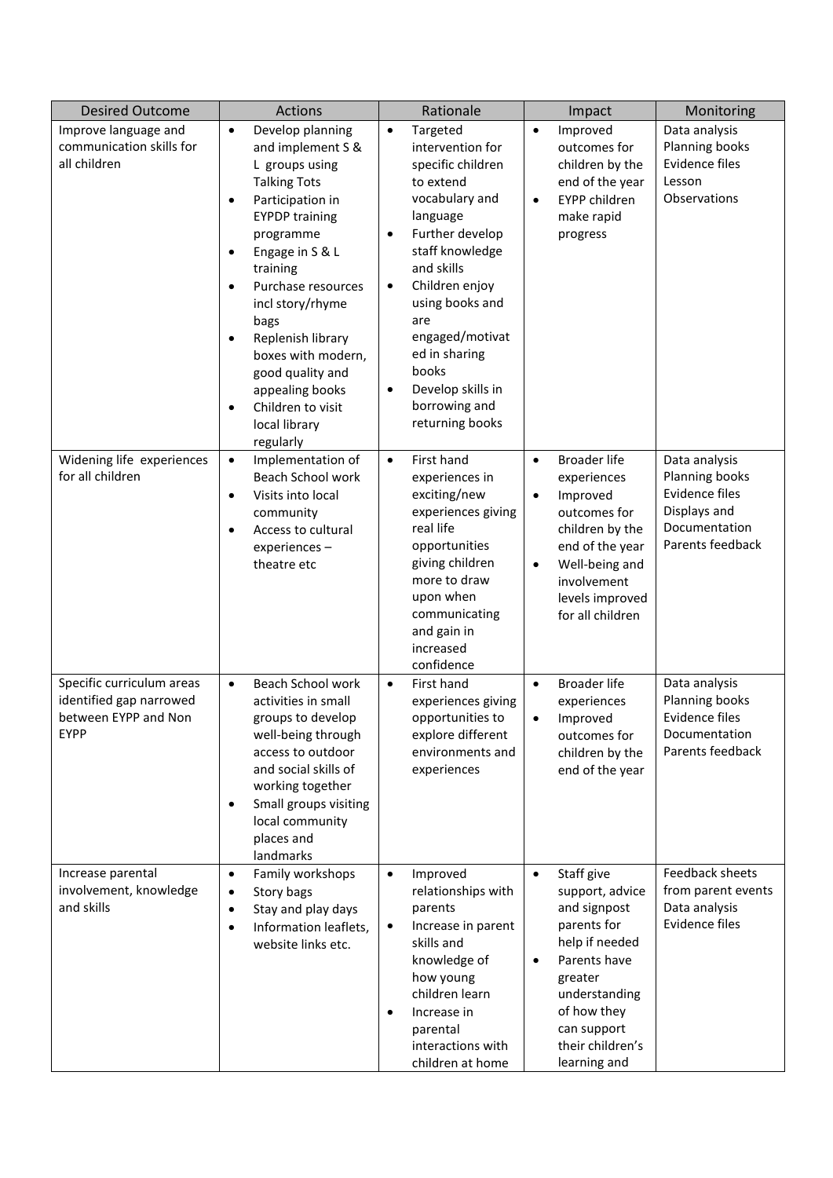| Desired Outcome | Actions | Rationale | Impact | Monitoring |
|---|---|---|---|---|
| Improve language and communication skills for all children | • Develop planning and implement S & L groups using Talking Tots<br>• Participation in EYPDP training programme<br>• Engage in S & L training<br>• Purchase resources incl story/rhyme bags<br>• Replenish library boxes with modern, good quality and appealing books<br>• Children to visit local library regularly | • Targeted intervention for specific children to extend vocabulary and language<br>• Further develop staff knowledge and skills<br>• Children enjoy using books and are engaged/motivated in sharing books<br>• Develop skills in borrowing and returning books | • Improved outcomes for children by the end of the year<br>• EYPP children make rapid progress | Data analysis<br>Planning books<br>Evidence files<br>Lesson Observations |
| Widening life experiences for all children | • Implementation of Beach School work<br>• Visits into local community<br>• Access to cultural experiences – theatre etc | • First hand experiences in exciting/new experiences giving real life opportunities giving children more to draw upon when communicating and gain in increased confidence | • Broader life experiences<br>• Improved outcomes for children by the end of the year<br>• Well-being and involvement levels improved for all children | Data analysis<br>Planning books<br>Evidence files<br>Displays and Documentation<br>Parents feedback |
| Specific curriculum areas identified gap narrowed between EYPP and Non EYPP | • Beach School work activities in small groups to develop well-being through access to outdoor and social skills of working together<br>• Small groups visiting local community places and landmarks | • First hand experiences giving opportunities to explore different environments and experiences | • Broader life experiences<br>• Improved outcomes for children by the end of the year | Data analysis<br>Planning books<br>Evidence files<br>Documentation<br>Parents feedback |
| Increase parental involvement, knowledge and skills | • Family workshops<br>• Story bags<br>• Stay and play days<br>• Information leaflets, website links etc. | • Improved relationships with parents<br>• Increase in parent skills and knowledge of how young children learn<br>• Increase in parental interactions with children at home | • Staff give support, advice and signpost parents for help if needed<br>• Parents have greater understanding of how they can support their children's learning and | Feedback sheets from parent events<br>Data analysis<br>Evidence files |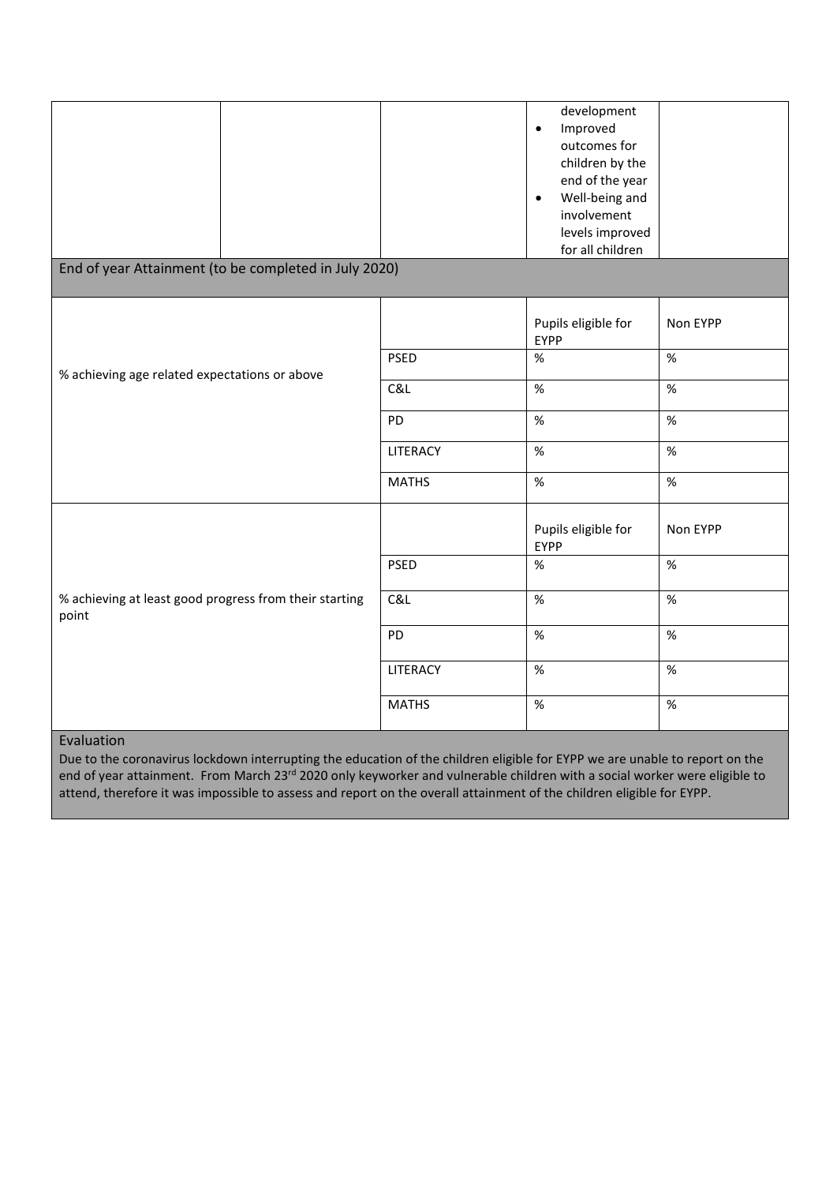| | | | | |
|---|---|---|---|---|
| | | | development<br>• Improved outcomes for children by the end of the year<br>• Well-being and involvement levels improved for all children | |

End of year Attainment (to be completed in July 2020)

| | | | |
|---|---|---|---|
| | | Pupils eligible for EYPP | Non EYPP |
| % achieving age related expectations or above | PSED | % | % |
| | C&L | % | % |
| | PD | % | % |
| | LITERACY | % | % |
| | MATHS | % | % |
| | | Pupils eligible for EYPP | Non EYPP |
| % achieving at least good progress from their starting point | PSED | % | % |
| | C&L | % | % |
| | PD | % | % |
| | LITERACY | % | % |
| | MATHS | % | % |

Evaluation

Due to the coronavirus lockdown interrupting the education of the children eligible for EYPP we are unable to report on the end of year attainment. From March 23rd 2020 only keyworker and vulnerable children with a social worker were eligible to attend, therefore it was impossible to assess and report on the overall attainment of the children eligible for EYPP.